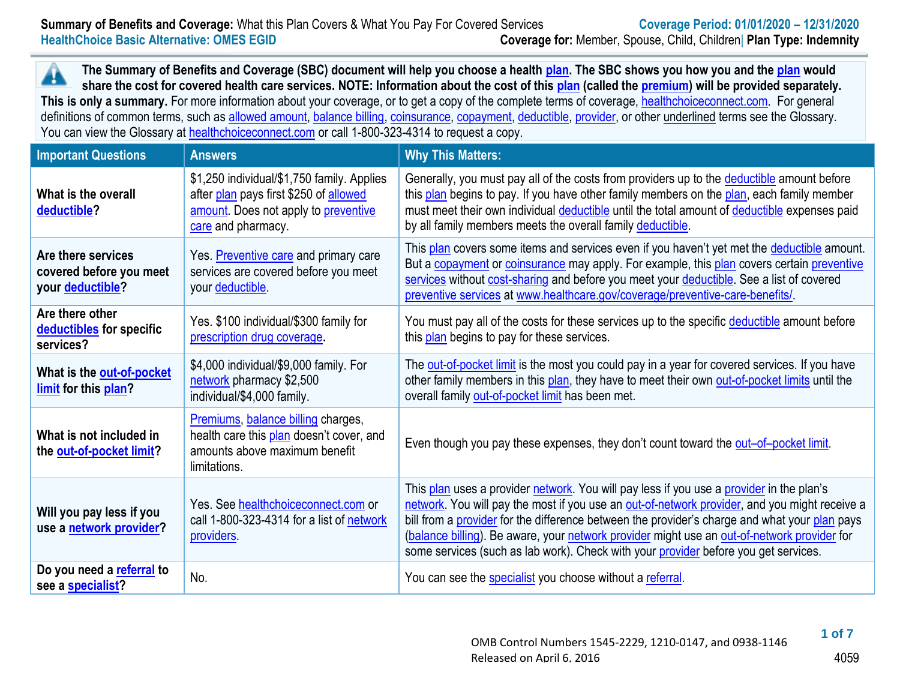**Summary of Benefits and Coverage:** What this Plan Covers & What You Pay For Covered Services

**HealthChoice Basic Alternative: OMES EGID**

**Coverage Period: 01/01/2020 – 12/31/2020**

**Coverage for:** Member, Spouse, Child, Children| **Plan Type: Indemnity**

**The Summary of Benefits and Coverage (SBC) document will help you choose a health plan. The SBC shows you how you and the plan would share the cost for covered health care services. NOTE: Information about the cost of this plan (called the premium) will be provided separately.**
**This is only a summary.** For more information about your coverage, or to get a copy of the complete terms of coverage, healthchoiceconnect.com. For general definitions of common terms, such as allowed amount, balance billing, coinsurance, copayment, deductible, provider, or other underlined terms see the Glossary. You can view the Glossary at healthchoiceconnect.com or call 1-800-323-4314 to request a copy.

| Important Questions | Answers | Why This Matters: |
|---|---|---|
| **What is the overall deductible?** | $1,250 individual/$1,750 family. Applies after plan pays first $250 of allowed amount. Does not apply to preventive care and pharmacy. | Generally, you must pay all of the costs from providers up to the deductible amount before this plan begins to pay. If you have other family members on the plan, each family member must meet their own individual deductible until the total amount of deductible expenses paid by all family members meets the overall family deductible. |
| **Are there services covered before you meet your deductible?** | Yes. Preventive care and primary care services are covered before you meet your deductible. | This plan covers some items and services even if you haven't yet met the deductible amount. But a copayment or coinsurance may apply. For example, this plan covers certain preventive services without cost-sharing and before you meet your deductible. See a list of covered preventive services at www.healthcare.gov/coverage/preventive-care-benefits/. |
| **Are there other deductibles for specific services?** | Yes. $100 individual/$300 family for prescription drug coverage. | You must pay all of the costs for these services up to the specific deductible amount before this plan begins to pay for these services. |
| **What is the out-of-pocket limit for this plan?** | $4,000 individual/$9,000 family. For network pharmacy $2,500 individual/$4,000 family. | The out-of-pocket limit is the most you could pay in a year for covered services. If you have other family members in this plan, they have to meet their own out-of-pocket limits until the overall family out-of-pocket limit has been met. |
| **What is not included in the out-of-pocket limit?** | Premiums, balance billing charges, health care this plan doesn't cover, and amounts above maximum benefit limitations. | Even though you pay these expenses, they don't count toward the out–of–pocket limit. |
| **Will you pay less if you use a network provider?** | Yes. See healthchoiceconnect.com or call 1-800-323-4314 for a list of network providers. | This plan uses a provider network. You will pay less if you use a provider in the plan's network. You will pay the most if you use an out-of-network provider, and you might receive a bill from a provider for the difference between the provider's charge and what your plan pays (balance billing). Be aware, your network provider might use an out-of-network provider for some services (such as lab work). Check with your provider before you get services. |
| **Do you need a referral to see a specialist?** | No. | You can see the specialist you choose without a referral. |

OMB Control Numbers 1545-2229, 1210-0147, and 0938-1146
Released on April 6, 2016

4059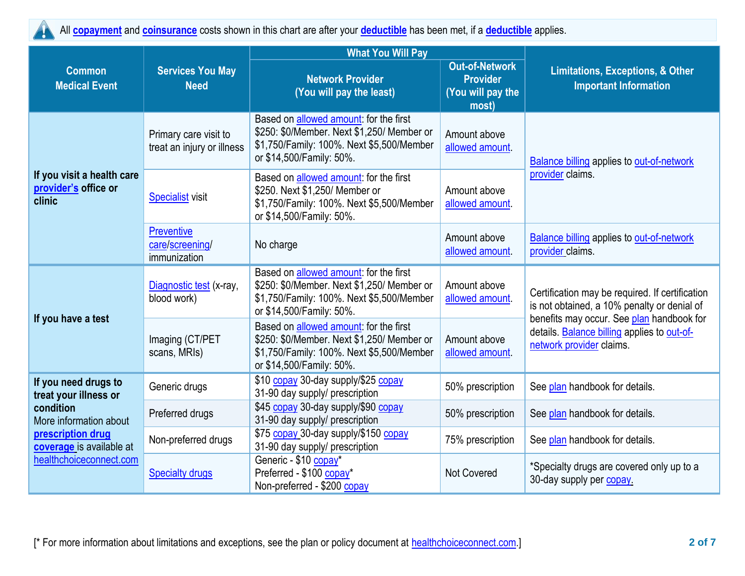All **copayment** and **coinsurance** costs shown in this chart are after your **deductible** has been met, if a **deductible** applies.

| Common Medical Event | Services You May Need | What You Will Pay | | Limitations, Exceptions, & Other Important Information |
|---|---|---|---|---|
| | | Network Provider (You will pay the least) | Out-of-Network Provider (You will pay the most) | |
| **If you visit a health care provider's office or clinic** | Primary care visit to treat an injury or illness | Based on allowed amount: for the first $250: $0/Member. Next $1,250/ Member or $1,750/Family: 100%. Next $5,500/Member or $14,500/Family: 50%. | Amount above allowed amount. | Balance billing applies to out-of-network provider claims. |
| | Specialist visit | Based on allowed amount: for the first $250. Next $1,250/ Member or $1,750/Family: 100%. Next $5,500/Member or $14,500/Family: 50%. | Amount above allowed amount. | |
| | Preventive care/screening/ immunization | No charge | Amount above allowed amount. | Balance billing applies to out-of-network provider claims. |
| **If you have a test** | Diagnostic test (x-ray, blood work) | Based on allowed amount: for the first $250: $0/Member. Next $1,250/ Member or $1,750/Family: 100%. Next $5,500/Member or $14,500/Family: 50%. | Amount above allowed amount. | Certification may be required. If certification is not obtained, a 10% penalty or denial of benefits may occur. See plan handbook for details. Balance billing applies to out-of-network provider claims. |
| | Imaging (CT/PET scans, MRIs) | Based on allowed amount: for the first $250: $0/Member. Next $1,250/ Member or $1,750/Family: 100%. Next $5,500/Member or $14,500/Family: 50%. | Amount above allowed amount. | |
| **If you need drugs to treat your illness or condition** More information about **prescription drug coverage** is available at healthchoiceconnect.com | Generic drugs | $10 copay 30-day supply/$25 copay 31-90 day supply/ prescription | 50% prescription | See plan handbook for details. |
| | Preferred drugs | $45 copay 30-day supply/$90 copay 31-90 day supply/ prescription | 50% prescription | See plan handbook for details. |
| | Non-preferred drugs | $75 copay 30-day supply/$150 copay 31-90 day supply/ prescription | 75% prescription | See plan handbook for details. |
| | Specialty drugs | Generic - $10 copay* Preferred - $100 copay* Non-preferred - $200 copay | Not Covered | *Specialty drugs are covered only up to a 30-day supply per copay. |

[* For more information about limitations and exceptions, see the plan or policy document at healthchoiceconnect.com.]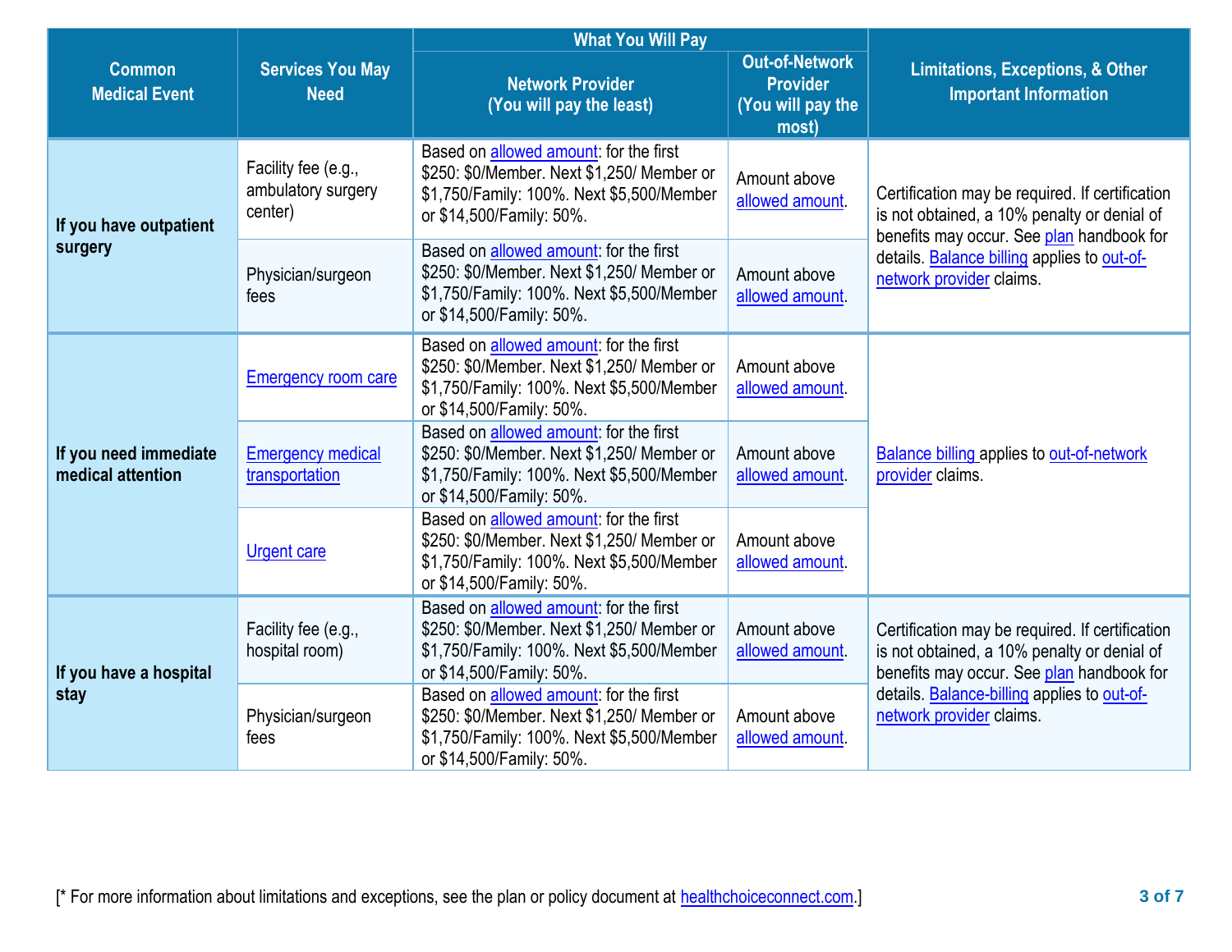| Common Medical Event | Services You May Need | What You Will Pay | | Limitations, Exceptions, & Other Important Information |
|---|---|---|---|---|
| | | Network Provider (You will pay the least) | Out-of-Network Provider (You will pay the most) | |
| If you have outpatient surgery | Facility fee (e.g., ambulatory surgery center) | Based on allowed amount: for the first $250: $0/Member. Next $1,250/ Member or $1,750/Family: 100%. Next $5,500/Member or $14,500/Family: 50%. | Amount above allowed amount. | Certification may be required. If certification is not obtained, a 10% penalty or denial of benefits may occur. See plan handbook for details. Balance billing applies to out-of-network provider claims. |
| | Physician/surgeon fees | Based on allowed amount: for the first $250: $0/Member. Next $1,250/ Member or $1,750/Family: 100%. Next $5,500/Member or $14,500/Family: 50%. | Amount above allowed amount. | |
| If you need immediate medical attention | Emergency room care | Based on allowed amount: for the first $250: $0/Member. Next $1,250/ Member or $1,750/Family: 100%. Next $5,500/Member or $14,500/Family: 50%. | Amount above allowed amount. | Balance billing applies to out-of-network provider claims. |
| | Emergency medical transportation | Based on allowed amount: for the first $250: $0/Member. Next $1,250/ Member or $1,750/Family: 100%. Next $5,500/Member or $14,500/Family: 50%. | Amount above allowed amount. | |
| | Urgent care | Based on allowed amount: for the first $250: $0/Member. Next $1,250/ Member or $1,750/Family: 100%. Next $5,500/Member or $14,500/Family: 50%. | Amount above allowed amount. | |
| If you have a hospital stay | Facility fee (e.g., hospital room) | Based on allowed amount: for the first $250: $0/Member. Next $1,250/ Member or $1,750/Family: 100%. Next $5,500/Member or $14,500/Family: 50%. | Amount above allowed amount. | Certification may be required. If certification is not obtained, a 10% penalty or denial of benefits may occur. See plan handbook for details. Balance-billing applies to out-of-network provider claims. |
| | Physician/surgeon fees | Based on allowed amount: for the first $250: $0/Member. Next $1,250/ Member or $1,750/Family: 100%. Next $5,500/Member or $14,500/Family: 50%. | Amount above allowed amount. | |

[* For more information about limitations and exceptions, see the plan or policy document at healthchoiceconnect.com.]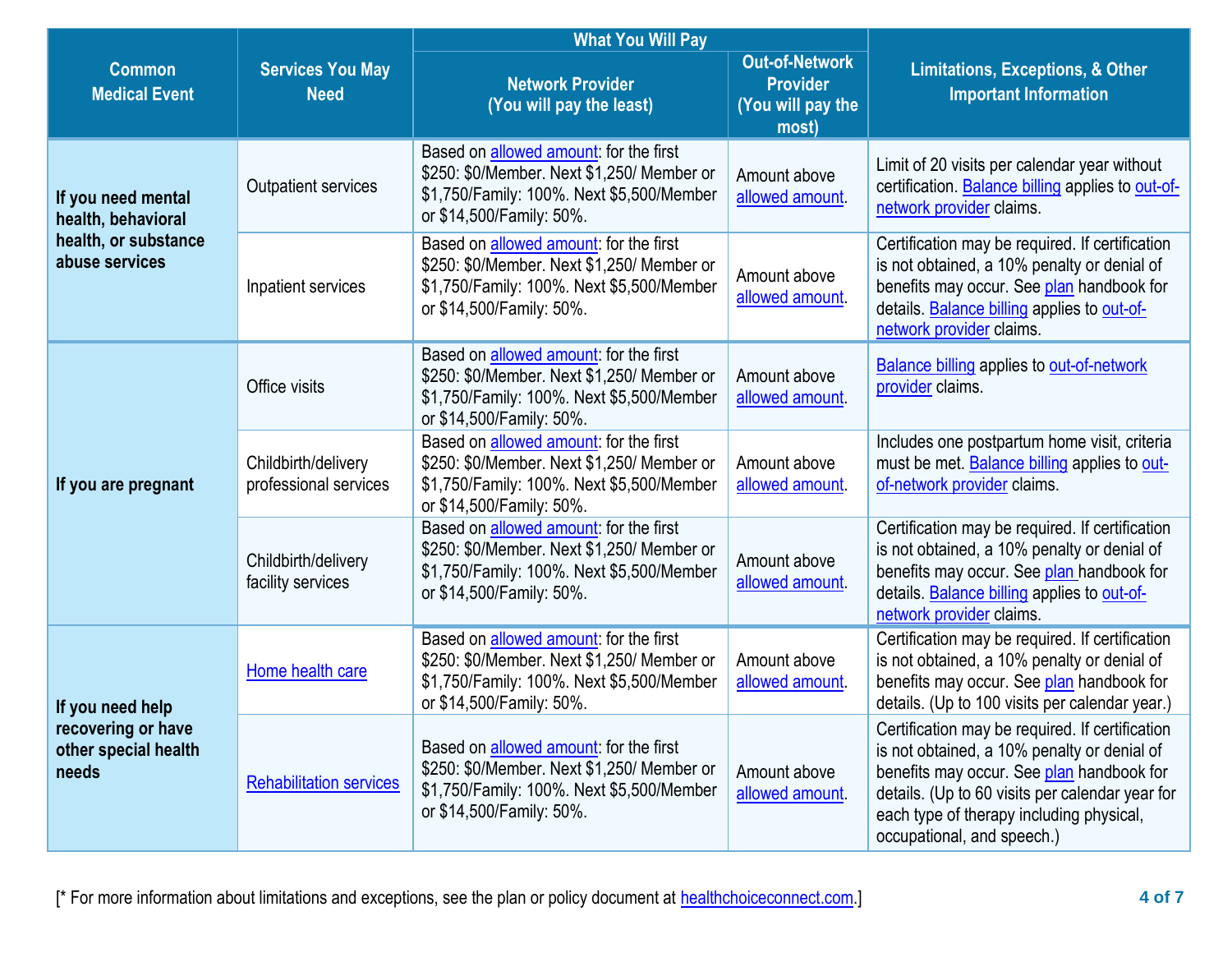| Common Medical Event | Services You May Need | What You Will Pay | | Limitations, Exceptions, & Other Important Information |
|---|---|---|---|---|
| | | Network Provider (You will pay the least) | Out-of-Network Provider (You will pay the most) | |
| **If you need mental health, behavioral health, or substance abuse services** | Outpatient services | Based on allowed amount: for the first $250: $0/Member. Next $1,250/ Member or $1,750/Family: 100%. Next $5,500/Member or $14,500/Family: 50%. | Amount above allowed amount. | Limit of 20 visits per calendar year without certification. Balance billing applies to out-of-network provider claims. |
| | Inpatient services | Based on allowed amount: for the first $250: $0/Member. Next $1,250/ Member or $1,750/Family: 100%. Next $5,500/Member or $14,500/Family: 50%. | Amount above allowed amount. | Certification may be required. If certification is not obtained, a 10% penalty or denial of benefits may occur. See plan handbook for details. Balance billing applies to out-of-network provider claims. |
| **If you are pregnant** | Office visits | Based on allowed amount: for the first $250: $0/Member. Next $1,250/ Member or $1,750/Family: 100%. Next $5,500/Member or $14,500/Family: 50%. | Amount above allowed amount. | Balance billing applies to out-of-network provider claims. |
| | Childbirth/delivery professional services | Based on allowed amount: for the first $250: $0/Member. Next $1,250/ Member or $1,750/Family: 100%. Next $5,500/Member or $14,500/Family: 50%. | Amount above allowed amount. | Includes one postpartum home visit, criteria must be met. Balance billing applies to out-of-network provider claims. |
| | Childbirth/delivery facility services | Based on allowed amount: for the first $250: $0/Member. Next $1,250/ Member or $1,750/Family: 100%. Next $5,500/Member or $14,500/Family: 50%. | Amount above allowed amount. | Certification may be required. If certification is not obtained, a 10% penalty or denial of benefits may occur. See plan handbook for details. Balance billing applies to out-of-network provider claims. |
| **If you need help recovering or have other special health needs** | Home health care | Based on allowed amount: for the first $250: $0/Member. Next $1,250/ Member or $1,750/Family: 100%. Next $5,500/Member or $14,500/Family: 50%. | Amount above allowed amount. | Certification may be required. If certification is not obtained, a 10% penalty or denial of benefits may occur. See plan handbook for details. (Up to 100 visits per calendar year.) |
| | Rehabilitation services | Based on allowed amount: for the first $250: $0/Member. Next $1,250/ Member or $1,750/Family: 100%. Next $5,500/Member or $14,500/Family: 50%. | Amount above allowed amount. | Certification may be required. If certification is not obtained, a 10% penalty or denial of benefits may occur. See plan handbook for details. (Up to 60 visits per calendar year for each type of therapy including physical, occupational, and speech.) |

[* For more information about limitations and exceptions, see the plan or policy document at healthchoiceconnect.com.]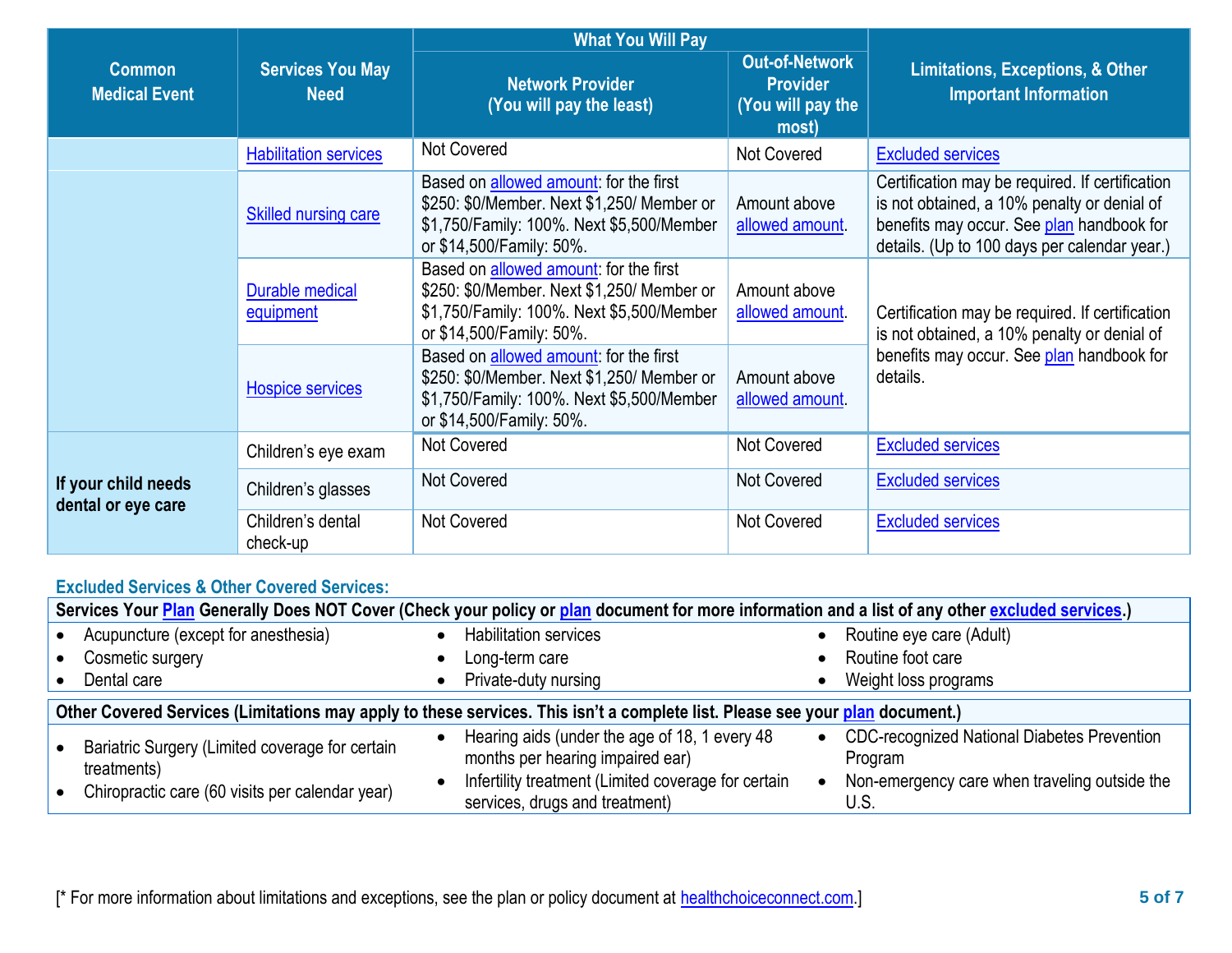| Common Medical Event | Services You May Need | What You Will Pay | | Limitations, Exceptions, & Other Important Information |
|---|---|---|---|---|
| | | Network Provider (You will pay the least) | Out-of-Network Provider (You will pay the most) | |
| | Habilitation services | Not Covered | Not Covered | Excluded services |
| | Skilled nursing care | Based on allowed amount: for the first $250: $0/Member. Next $1,250/ Member or $1,750/Family: 100%. Next $5,500/Member or $14,500/Family: 50%. | Amount above allowed amount. | Certification may be required. If certification is not obtained, a 10% penalty or denial of benefits may occur. See plan handbook for details. (Up to 100 days per calendar year.) |
| | Durable medical equipment | Based on allowed amount: for the first $250: $0/Member. Next $1,250/ Member or $1,750/Family: 100%. Next $5,500/Member or $14,500/Family: 50%. | Amount above allowed amount. | Certification may be required. If certification is not obtained, a 10% penalty or denial of benefits may occur. See plan handbook for details. |
| | Hospice services | Based on allowed amount: for the first $250: $0/Member. Next $1,250/ Member or $1,750/Family: 100%. Next $5,500/Member or $14,500/Family: 50%. | Amount above allowed amount. | |
| If your child needs dental or eye care | Children's eye exam | Not Covered | Not Covered | Excluded services |
| | Children's glasses | Not Covered | Not Covered | Excluded services |
| | Children's dental check-up | Not Covered | Not Covered | Excluded services |

## Excluded Services & Other Covered Services:

**Services Your Plan Generally Does NOT Cover (Check your policy or plan document for more information and a list of any other excluded services.)**

- Acupuncture (except for anesthesia)
- Cosmetic surgery
- Dental care
- Habilitation services
- Long-term care
- Private-duty nursing
- Routine eye care (Adult)
- Routine foot care
- Weight loss programs

**Other Covered Services (Limitations may apply to these services. This isn't a complete list. Please see your plan document.)**

- Bariatric Surgery (Limited coverage for certain treatments)
- Chiropractic care (60 visits per calendar year)
- Hearing aids (under the age of 18, 1 every 48 months per hearing impaired ear)
- Infertility treatment (Limited coverage for certain services, drugs and treatment)
- CDC-recognized National Diabetes Prevention Program
- Non-emergency care when traveling outside the U.S.

[* For more information about limitations and exceptions, see the plan or policy document at healthchoiceconnect.com.]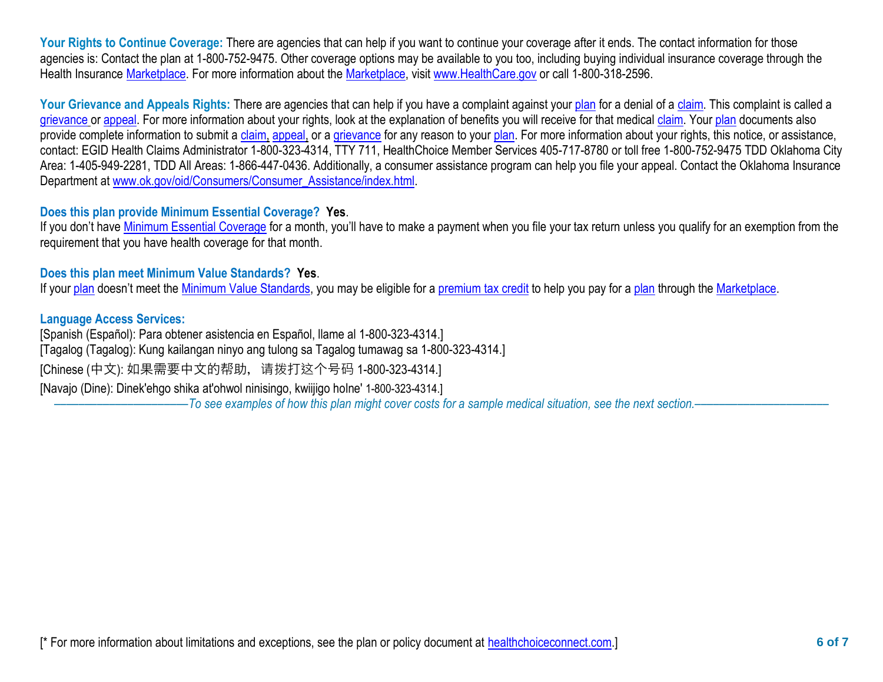**Your Rights to Continue Coverage:** There are agencies that can help if you want to continue your coverage after it ends. The contact information for those agencies is: Contact the plan at 1-800-752-9475. Other coverage options may be available to you too, including buying individual insurance coverage through the Health Insurance Marketplace. For more information about the Marketplace, visit www.HealthCare.gov or call 1-800-318-2596.

**Your Grievance and Appeals Rights:** There are agencies that can help if you have a complaint against your plan for a denial of a claim. This complaint is called a grievance or appeal. For more information about your rights, look at the explanation of benefits you will receive for that medical claim. Your plan documents also provide complete information to submit a claim, appeal, or a grievance for any reason to your plan. For more information about your rights, this notice, or assistance, contact: EGID Health Claims Administrator 1-800-323-4314, TTY 711, HealthChoice Member Services 405-717-8780 or toll free 1-800-752-9475 TDD Oklahoma City Area: 1-405-949-2281, TDD All Areas: 1-866-447-0436. Additionally, a consumer assistance program can help you file your appeal. Contact the Oklahoma Insurance Department at www.ok.gov/oid/Consumers/Consumer_Assistance/index.html.

**Does this plan provide Minimum Essential Coverage? Yes.**
If you don't have Minimum Essential Coverage for a month, you'll have to make a payment when you file your tax return unless you qualify for an exemption from the requirement that you have health coverage for that month.

**Does this plan meet Minimum Value Standards? Yes.**
If your plan doesn't meet the Minimum Value Standards, you may be eligible for a premium tax credit to help you pay for a plan through the Marketplace.

**Language Access Services:**
[Spanish (Español): Para obtener asistencia en Español, llame al 1-800-323-4314.]
[Tagalog (Tagalog): Kung kailangan ninyo ang tulong sa Tagalog tumawag sa 1-800-323-4314.]
[Chinese (中文): 如果需要中文的帮助， 请拨打这个号码 1-800-323-4314.]
[Navajo (Dine): Dinek'ehgo shika at'ohwol ninisingo, kwiijigo holne' 1-800-323-4314.]

*——————————To see examples of how this plan might cover costs for a sample medical situation, see the next section.——————————*

[* For more information about limitations and exceptions, see the plan or policy document at healthchoiceconnect.com.]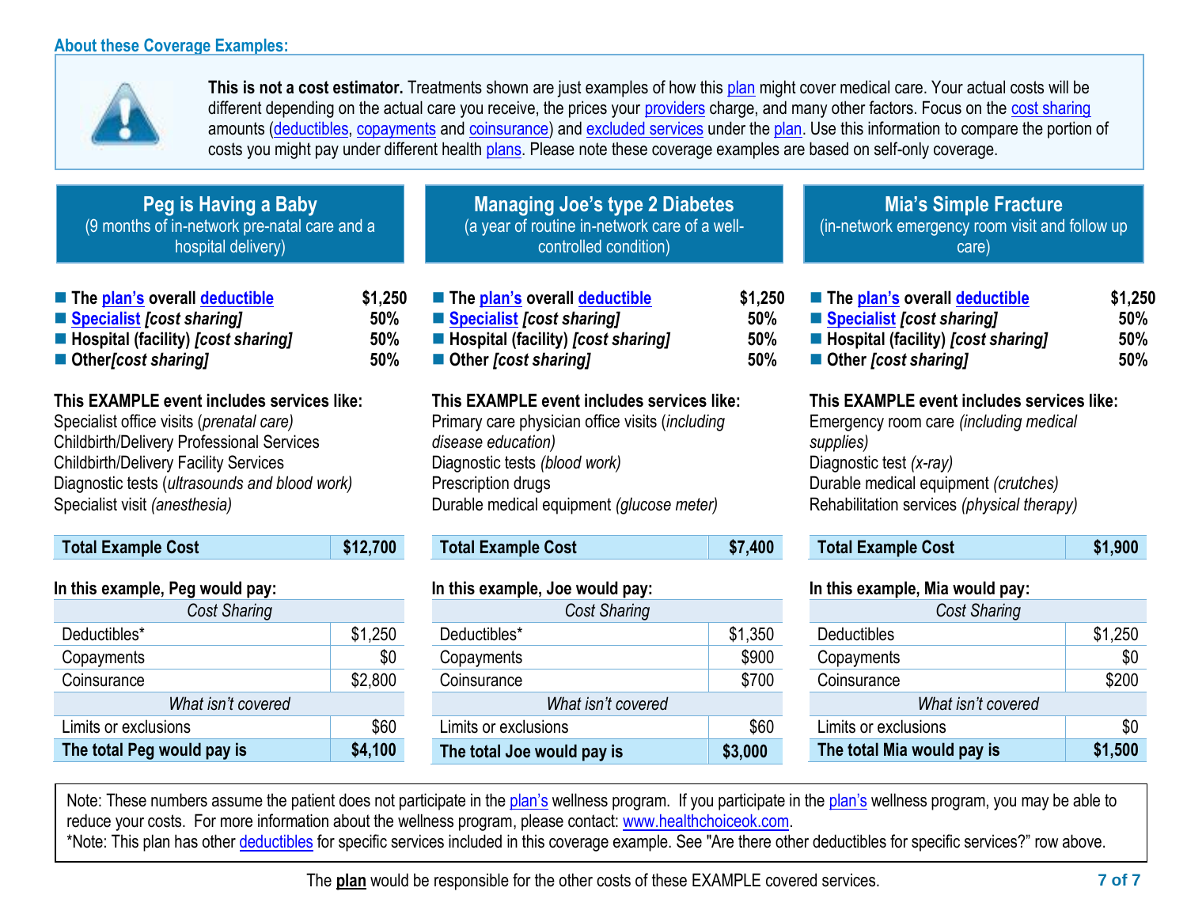## About these Coverage Examples:

**This is not a cost estimator.** Treatments shown are just examples of how this plan might cover medical care. Your actual costs will be different depending on the actual care you receive, the prices your providers charge, and many other factors. Focus on the cost sharing amounts (deductibles, copayments and coinsurance) and excluded services under the plan. Use this information to compare the portion of costs you might pay under different health plans. Please note these coverage examples are based on self-only coverage.

### Peg is Having a Baby
(9 months of in-network pre-natal care and a hospital delivery)

| | |
|---|---|
| **The plan's overall deductible** | **$1,250** |
| **Specialist *[cost sharing]*** | **50%** |
| **Hospital (facility) *[cost sharing]*** | **50%** |
| **Other *[cost sharing]*** | **50%** |

**This EXAMPLE event includes services like:**
Specialist office visits (*prenatal care)*
Childbirth/Delivery Professional Services
Childbirth/Delivery Facility Services
Diagnostic tests (*ultrasounds and blood work)*
Specialist visit *(anesthesia)*

| **Total Example Cost** | **$12,700** |
|---|---|

**In this example, Peg would pay:**

| *Cost Sharing* | |
|---|---|
| Deductibles* | $1,250 |
| Copayments | $0 |
| Coinsurance | $2,800 |
| *What isn't covered* | |
| Limits or exclusions | $60 |
| **The total Peg would pay is** | **$4,100** |

### Managing Joe's type 2 Diabetes
(a year of routine in-network care of a well-controlled condition)

| | |
|---|---|
| **The plan's overall deductible** | **$1,250** |
| **Specialist *[cost sharing]*** | **50%** |
| **Hospital (facility) *[cost sharing]*** | **50%** |
| **Other *[cost sharing]*** | **50%** |

**This EXAMPLE event includes services like:**
Primary care physician office visits (*including disease education)*
Diagnostic tests *(blood work)*
Prescription drugs
Durable medical equipment *(glucose meter)*

| **Total Example Cost** | **$7,400** |
|---|---|

**In this example, Joe would pay:**

| *Cost Sharing* | |
|---|---|
| Deductibles* | $1,350 |
| Copayments | $900 |
| Coinsurance | $700 |
| *What isn't covered* | |
| Limits or exclusions | $60 |
| **The total Joe would pay is** | **$3,000** |

### Mia's Simple Fracture
(in-network emergency room visit and follow up care)

| | |
|---|---|
| **The plan's overall deductible** | **$1,250** |
| **Specialist *[cost sharing]*** | **50%** |
| **Hospital (facility) *[cost sharing]*** | **50%** |
| **Other *[cost sharing]*** | **50%** |

**This EXAMPLE event includes services like:**
Emergency room care *(including medical supplies)*
Diagnostic test *(x-ray)*
Durable medical equipment *(crutches)*
Rehabilitation services *(physical therapy)*

| **Total Example Cost** | **$1,900** |
|---|---|

**In this example, Mia would pay:**

| *Cost Sharing* | |
|---|---|
| Deductibles | $1,250 |
| Copayments | $0 |
| Coinsurance | $200 |
| *What isn't covered* | |
| Limits or exclusions | $0 |
| **The total Mia would pay is** | **$1,500** |

Note: These numbers assume the patient does not participate in the plan's wellness program. If you participate in the plan's wellness program, you may be able to reduce your costs. For more information about the wellness program, please contact: www.healthchoiceok.com.
*Note: This plan has other deductibles for specific services included in this coverage example. See "Are there other deductibles for specific services?" row above.

The **plan** would be responsible for the other costs of these EXAMPLE covered services.